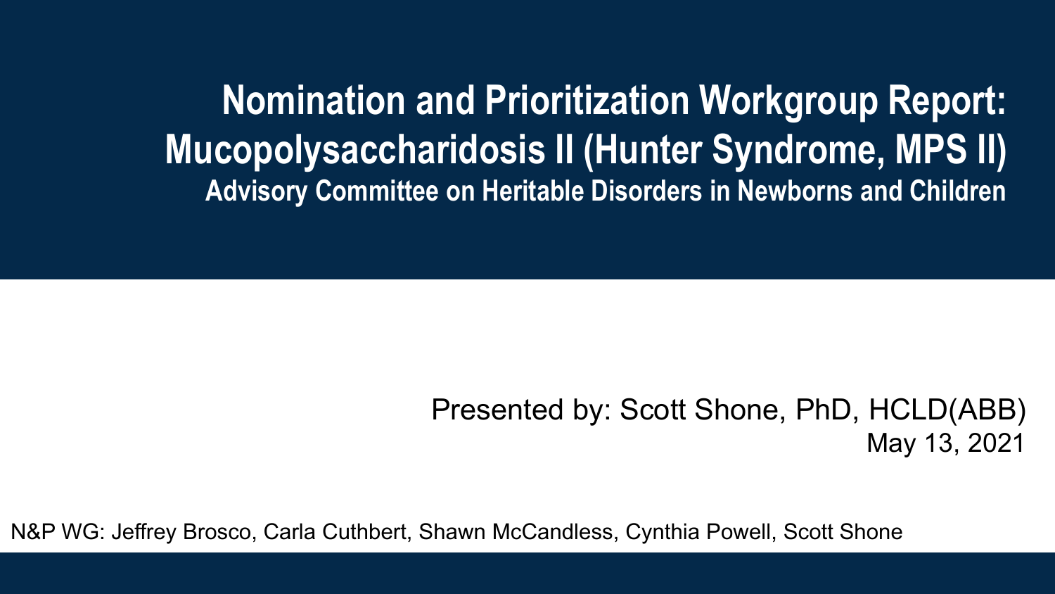# Nomination and Prioritization Workgroup Report: Mucopolysaccharidosis II (Hunter Syndrome, MPS II)

## Advisory Committee on Heritable Disorders in Newborns and Children

Presented by: Scott Shone, PhD, HCLD(ABB)

May 13, 2021

N&P WG: Jeffrey Brosco, Carla Cuthbert, Shawn McCandless, Cynthia Powell, Scott Shone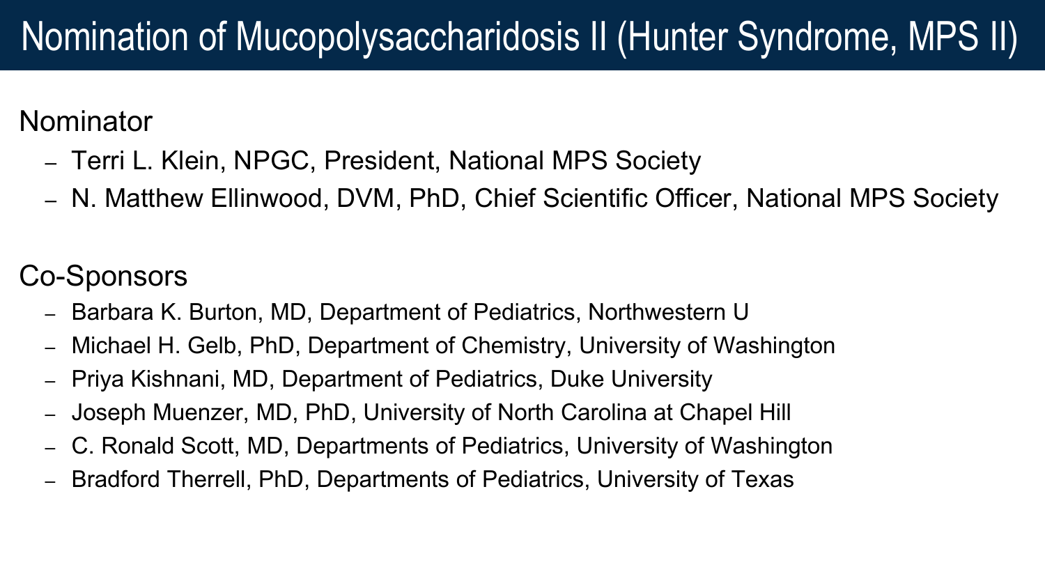# Nomination of Mucopolysaccharidosis II (Hunter Syndrome, MPS II)

Nominator

- Terri L. Klein, NPGC, President, National MPS Society
- N. Matthew Ellinwood, DVM, PhD, Chief Scientific Officer, National MPS Society

Co-Sponsors

- Barbara K. Burton, MD, Department of Pediatrics, Northwestern U
- Michael H. Gelb, PhD, Department of Chemistry, University of Washington
- Priya Kishnani, MD, Department of Pediatrics, Duke University
- Joseph Muenzer, MD, PhD, University of North Carolina at Chapel Hill
- C. Ronald Scott, MD, Departments of Pediatrics, University of Washington
- Bradford Therrell, PhD, Departments of Pediatrics, University of Texas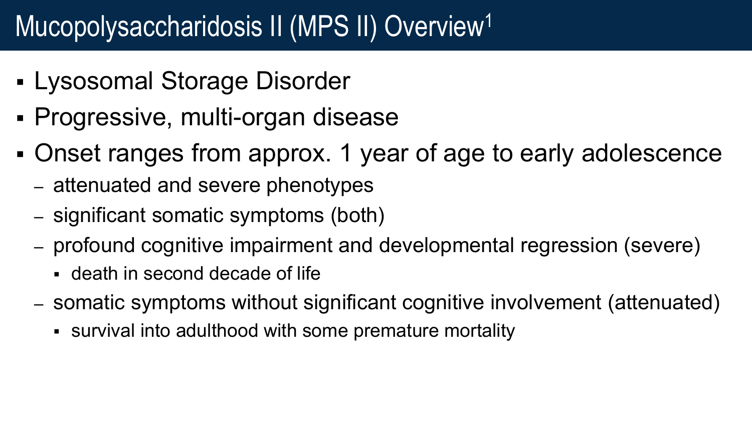# Mucopolysaccharidosis II (MPS II) Overview[1]

- Lysosomal Storage Disorder
- Progressive, multi-organ disease
- Onset ranges from approx. 1 year of age to early adolescence
  - attenuated and severe phenotypes
  - significant somatic symptoms (both)
  - profound cognitive impairment and developmental regression (severe)
    - death in second decade of life
  - somatic symptoms without significant cognitive involvement (attenuated)
    - survival into adulthood with some premature mortality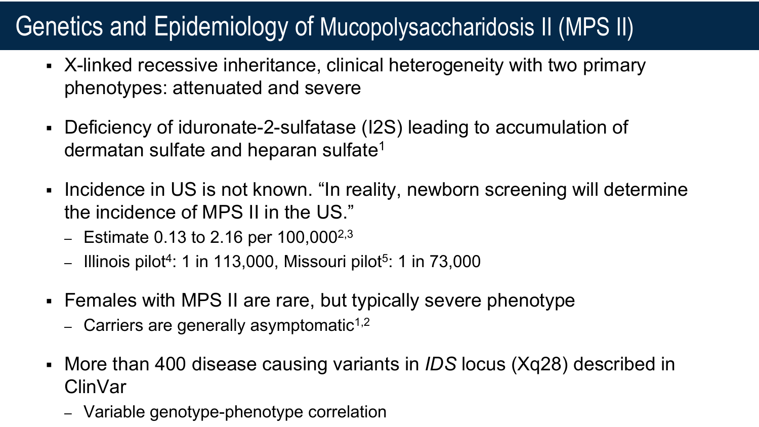# Genetics and Epidemiology of Mucopolysaccharidosis II (MPS II)

- X-linked recessive inheritance, clinical heterogeneity with two primary phenotypes: attenuated and severe
- Deficiency of iduronate-2-sulfatase (I2S) leading to accumulation of dermatan sulfate and heparan sulfate[1]
- Incidence in US is not known. "In reality, newborn screening will determine the incidence of MPS II in the US."
  - Estimate 0.13 to 2.16 per 100,000[2,3]
  - Illinois pilot[4]: 1 in 113,000, Missouri pilot[5]: 1 in 73,000
- Females with MPS II are rare, but typically severe phenotype
  - Carriers are generally asymptomatic[1,2]
- More than 400 disease causing variants in *IDS* locus (Xq28) described in ClinVar
  - Variable genotype-phenotype correlation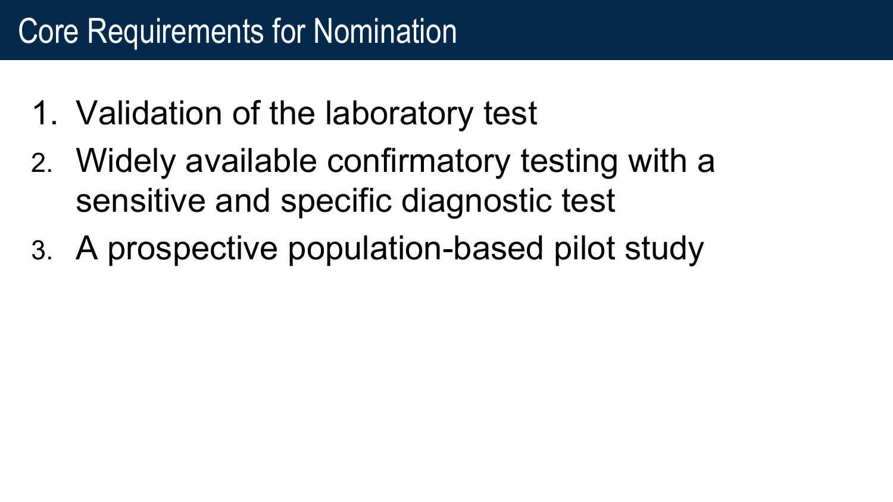# Core Requirements for Nomination

1. Validation of the laboratory test
2. Widely available confirmatory testing with a sensitive and specific diagnostic test
3. A prospective population-based pilot study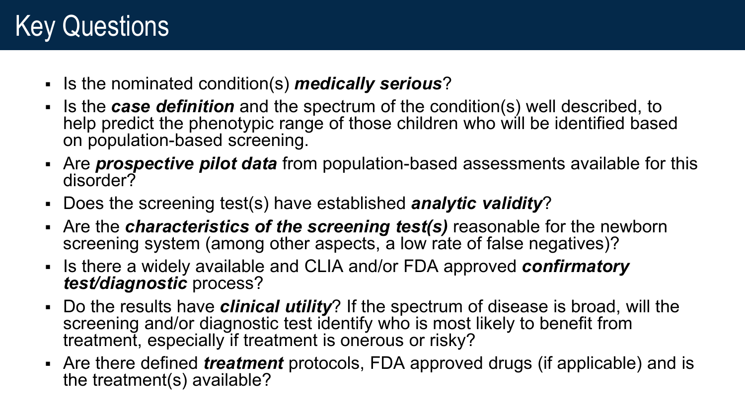# Key Questions

- Is the nominated condition(s) ***medically serious***?
- Is the ***case definition*** and the spectrum of the condition(s) well described, to help predict the phenotypic range of those children who will be identified based on population-based screening.
- Are ***prospective pilot data*** from population-based assessments available for this disorder?
- Does the screening test(s) have established ***analytic validity***?
- Are the ***characteristics of the screening test(s)*** reasonable for the newborn screening system (among other aspects, a low rate of false negatives)?
- Is there a widely available and CLIA and/or FDA approved ***confirmatory test/diagnostic*** process?
- Do the results have ***clinical utility***? If the spectrum of disease is broad, will the screening and/or diagnostic test identify who is most likely to benefit from treatment, especially if treatment is onerous or risky?
- Are there defined ***treatment*** protocols, FDA approved drugs (if applicable) and is the treatment(s) available?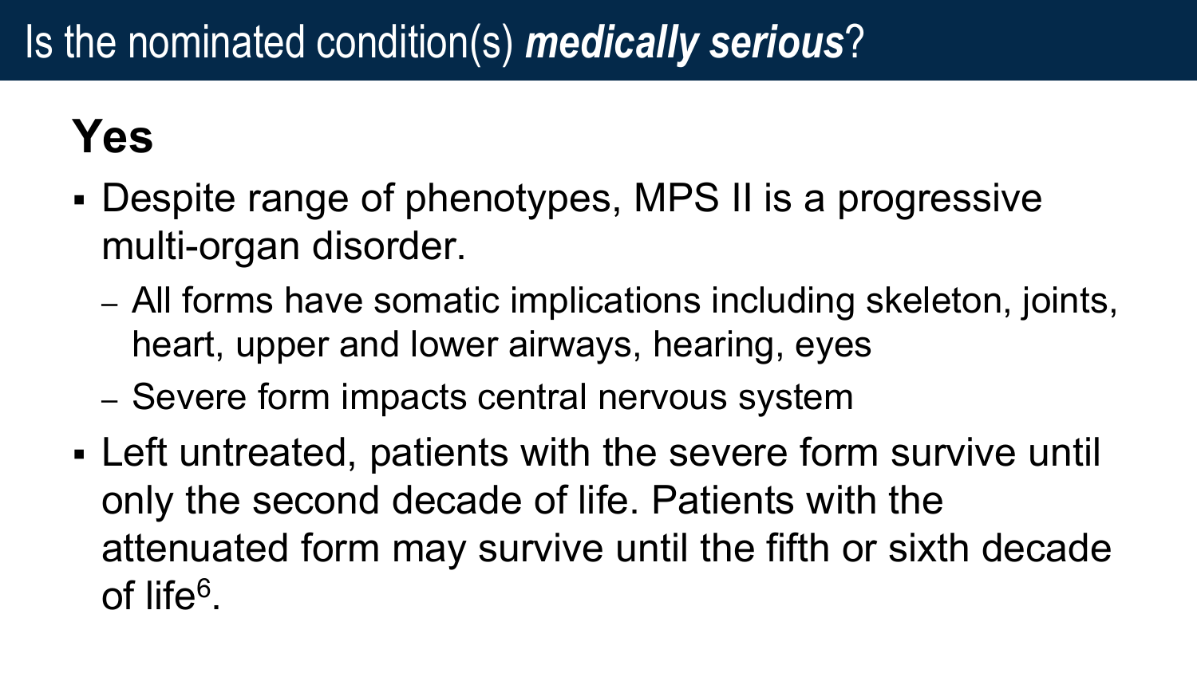# Is the nominated condition(s) ***medically serious***?

## Yes

- Despite range of phenotypes, MPS II is a progressive multi-organ disorder.
  - All forms have somatic implications including skeleton, joints, heart, upper and lower airways, hearing, eyes
  - Severe form impacts central nervous system
- Left untreated, patients with the severe form survive until only the second decade of life. Patients with the attenuated form may survive until the fifth or sixth decade of life[6].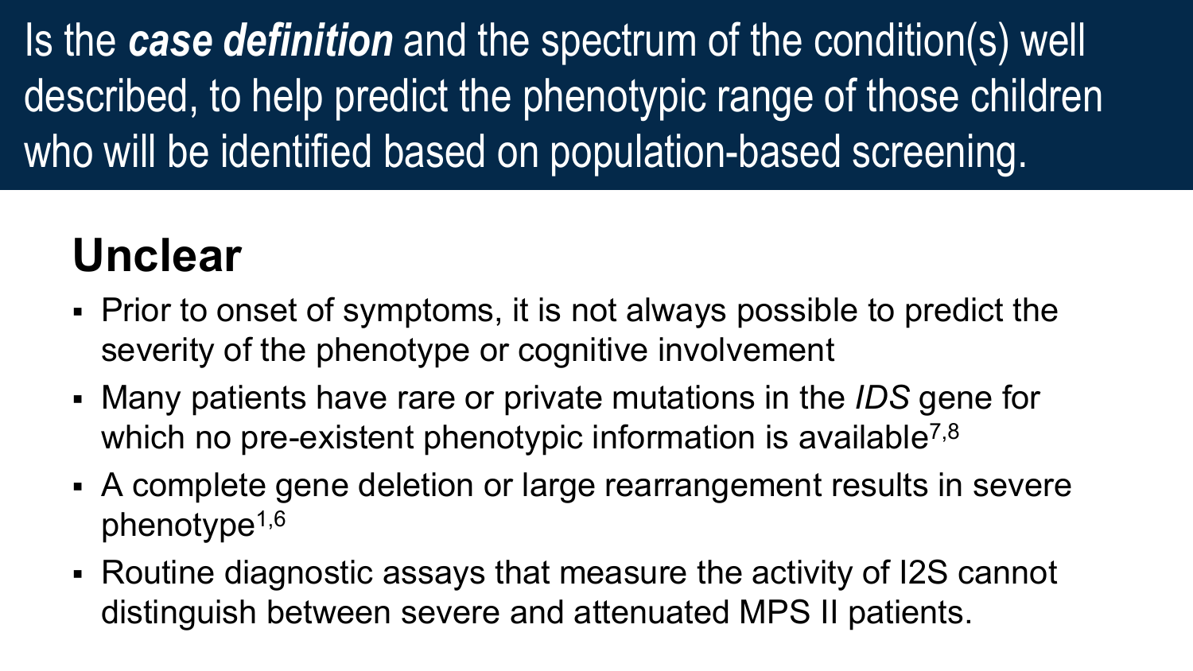# Is the ***case definition*** and the spectrum of the condition(s) well described, to help predict the phenotypic range of those children who will be identified based on population-based screening.

## Unclear

- Prior to onset of symptoms, it is not always possible to predict the severity of the phenotype or cognitive involvement
- Many patients have rare or private mutations in the *IDS* gene for which no pre-existent phenotypic information is available[7,8]
- A complete gene deletion or large rearrangement results in severe phenotype[1,6]
- Routine diagnostic assays that measure the activity of I2S cannot distinguish between severe and attenuated MPS II patients.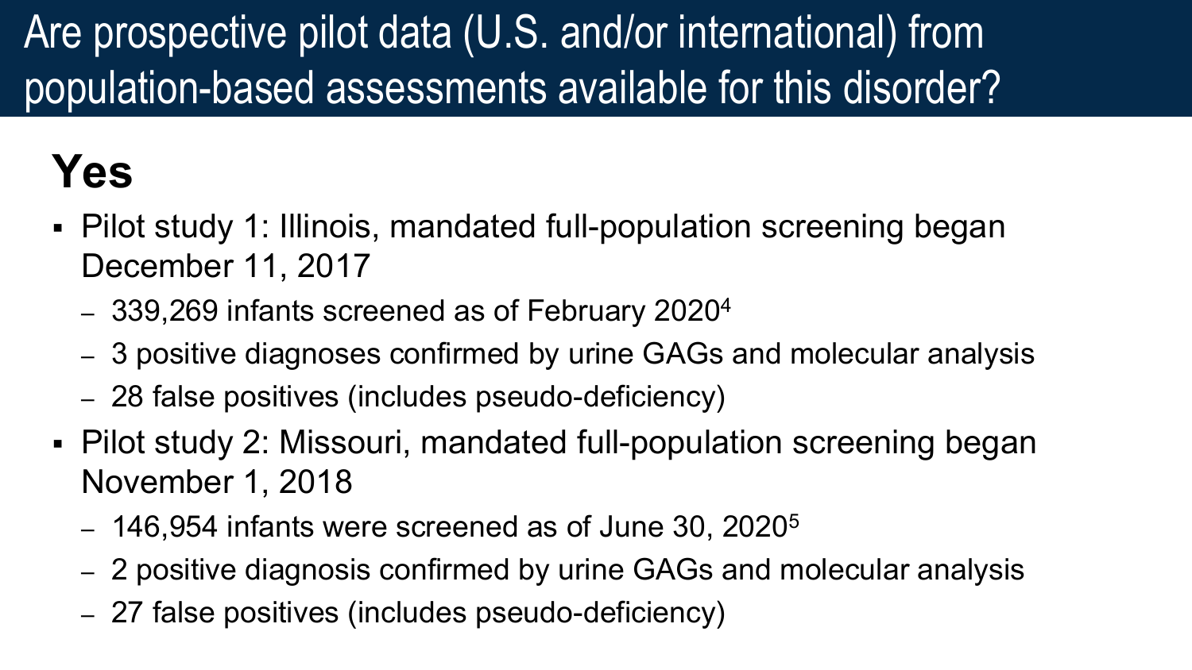# Are prospective pilot data (U.S. and/or international) from population-based assessments available for this disorder?

## Yes

- Pilot study 1: Illinois, mandated full-population screening began December 11, 2017
  - 339,269 infants screened as of February 2020[4]
  - 3 positive diagnoses confirmed by urine GAGs and molecular analysis
  - 28 false positives (includes pseudo-deficiency)
- Pilot study 2: Missouri, mandated full-population screening began November 1, 2018
  - 146,954 infants were screened as of June 30, 2020[5]
  - 2 positive diagnosis confirmed by urine GAGs and molecular analysis
  - 27 false positives (includes pseudo-deficiency)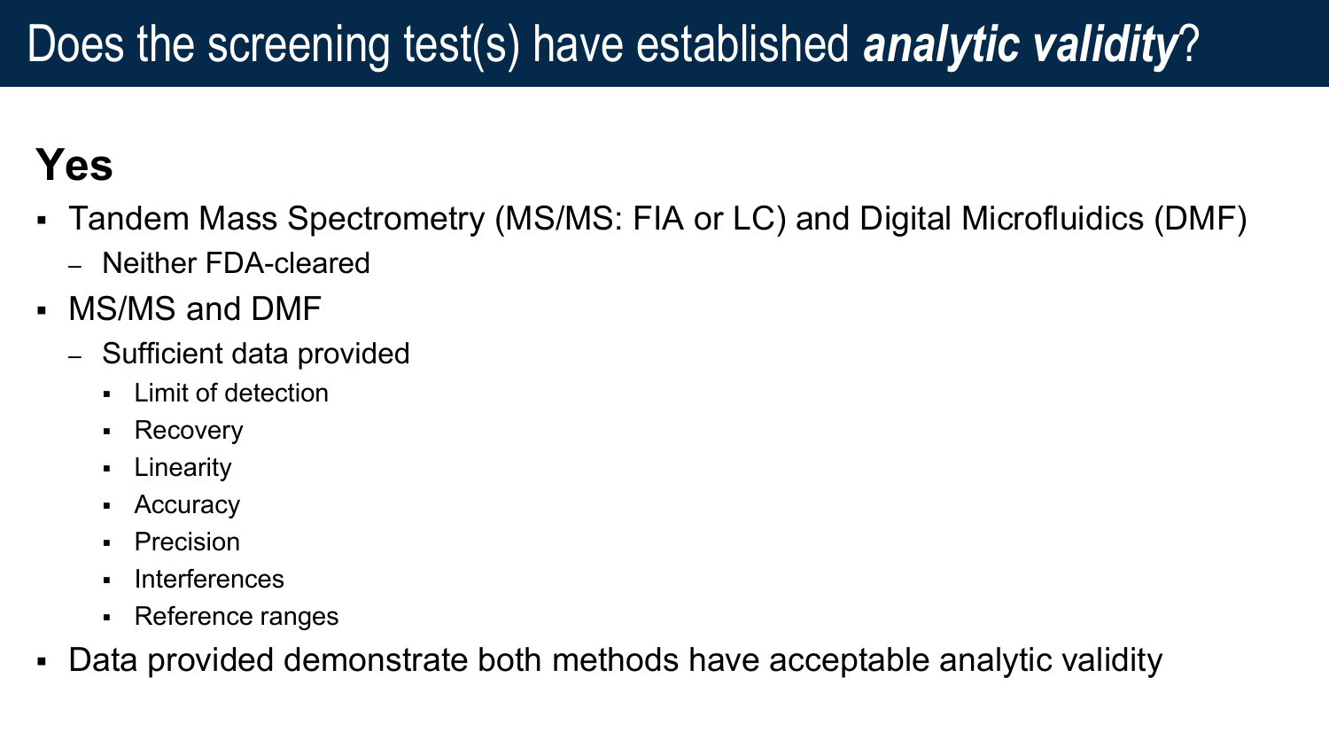# Does the screening test(s) have established *analytic validity*?

## Yes

- Tandem Mass Spectrometry (MS/MS: FIA or LC) and Digital Microfluidics (DMF)
  - Neither FDA-cleared
- MS/MS and DMF
  - Sufficient data provided
    - Limit of detection
    - Recovery
    - Linearity
    - Accuracy
    - Precision
    - Interferences
    - Reference ranges
- Data provided demonstrate both methods have acceptable analytic validity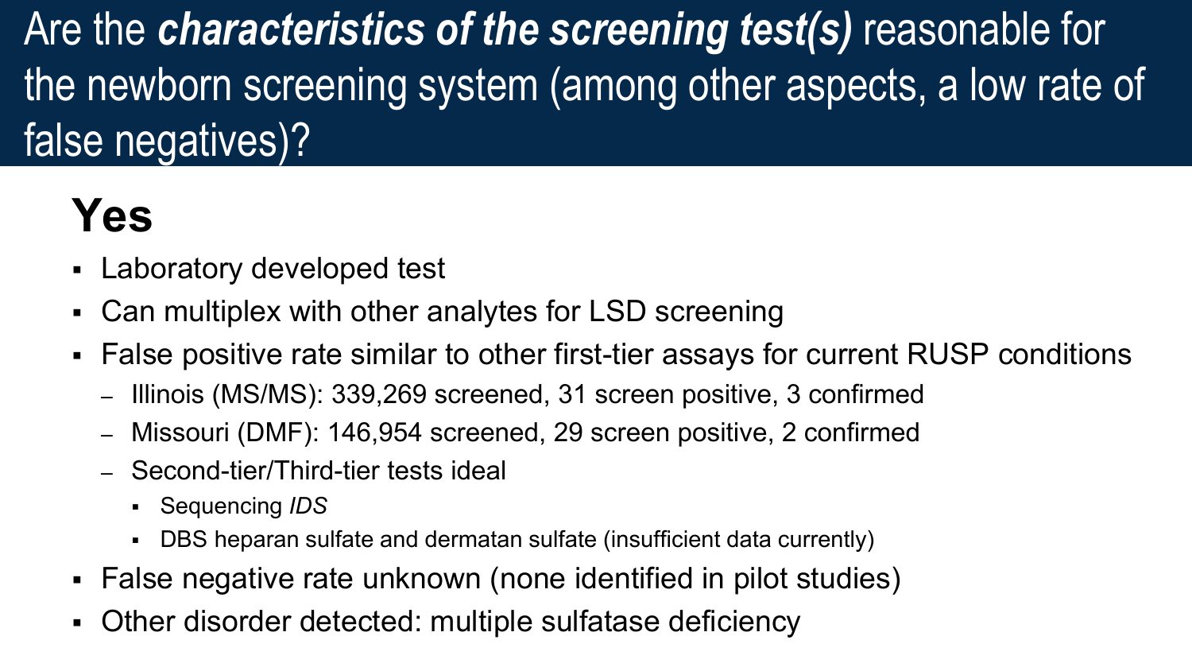# Are the ***characteristics of the screening test(s)*** reasonable for the newborn screening system (among other aspects, a low rate of false negatives)?

## Yes

- Laboratory developed test
- Can multiplex with other analytes for LSD screening
- False positive rate similar to other first-tier assays for current RUSP conditions
  - Illinois (MS/MS): 339,269 screened, 31 screen positive, 3 confirmed
  - Missouri (DMF): 146,954 screened, 29 screen positive, 2 confirmed
  - Second-tier/Third-tier tests ideal
    - Sequencing *IDS*
    - DBS heparan sulfate and dermatan sulfate (insufficient data currently)
- False negative rate unknown (none identified in pilot studies)
- Other disorder detected: multiple sulfatase deficiency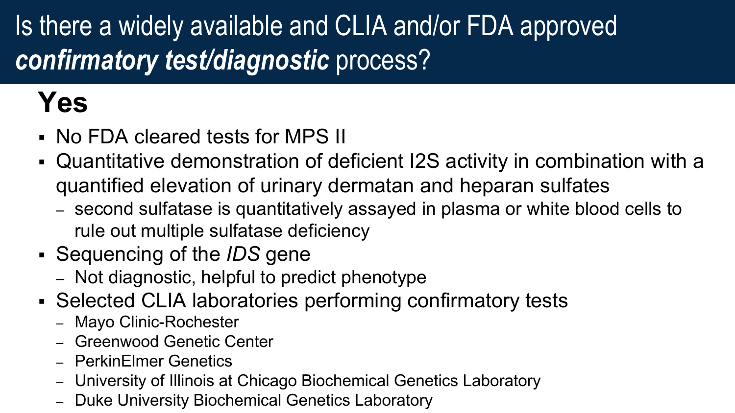# Is there a widely available and CLIA and/or FDA approved ***confirmatory test/diagnostic*** process?

## Yes

- No FDA cleared tests for MPS II
- Quantitative demonstration of deficient I2S activity in combination with a quantified elevation of urinary dermatan and heparan sulfates
  - second sulfatase is quantitatively assayed in plasma or white blood cells to rule out multiple sulfatase deficiency
- Sequencing of the *IDS* gene
  - Not diagnostic, helpful to predict phenotype
- Selected CLIA laboratories performing confirmatory tests
  - Mayo Clinic-Rochester
  - Greenwood Genetic Center
  - PerkinElmer Genetics
  - University of Illinois at Chicago Biochemical Genetics Laboratory
  - Duke University Biochemical Genetics Laboratory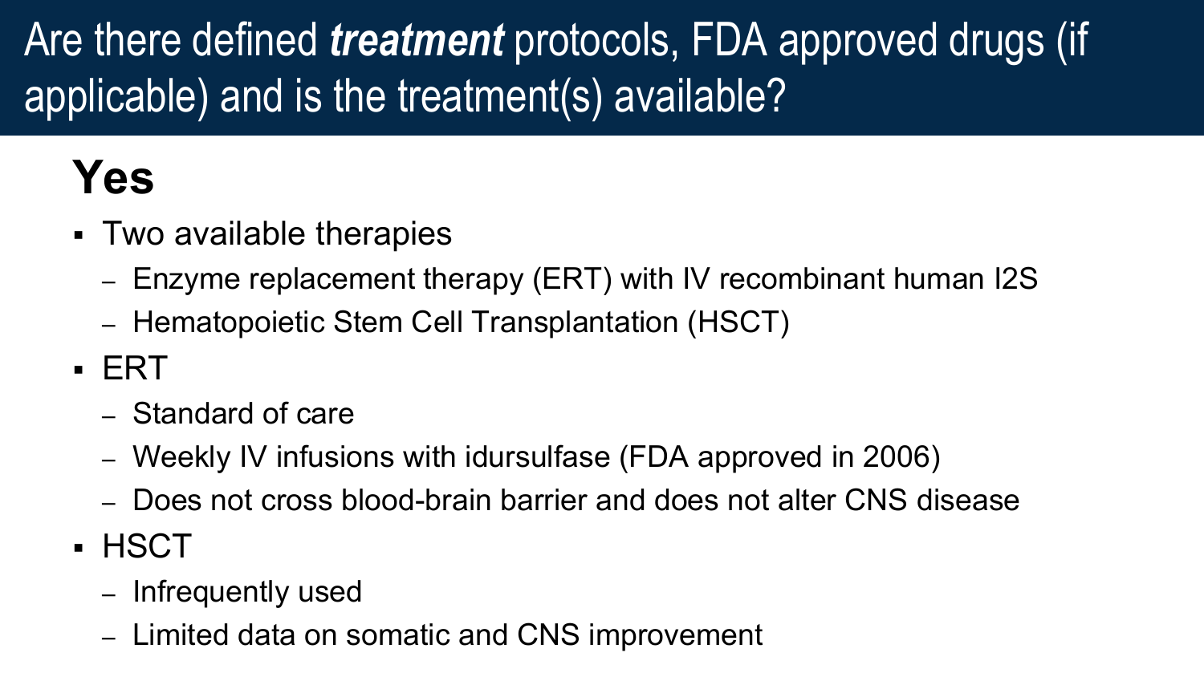# Are there defined ***treatment*** protocols, FDA approved drugs (if applicable) and is the treatment(s) available?

## Yes

- Two available therapies
  - Enzyme replacement therapy (ERT) with IV recombinant human I2S
  - Hematopoietic Stem Cell Transplantation (HSCT)
- ERT
  - Standard of care
  - Weekly IV infusions with idursulfase (FDA approved in 2006)
  - Does not cross blood-brain barrier and does not alter CNS disease
- HSCT
  - Infrequently used
  - Limited data on somatic and CNS improvement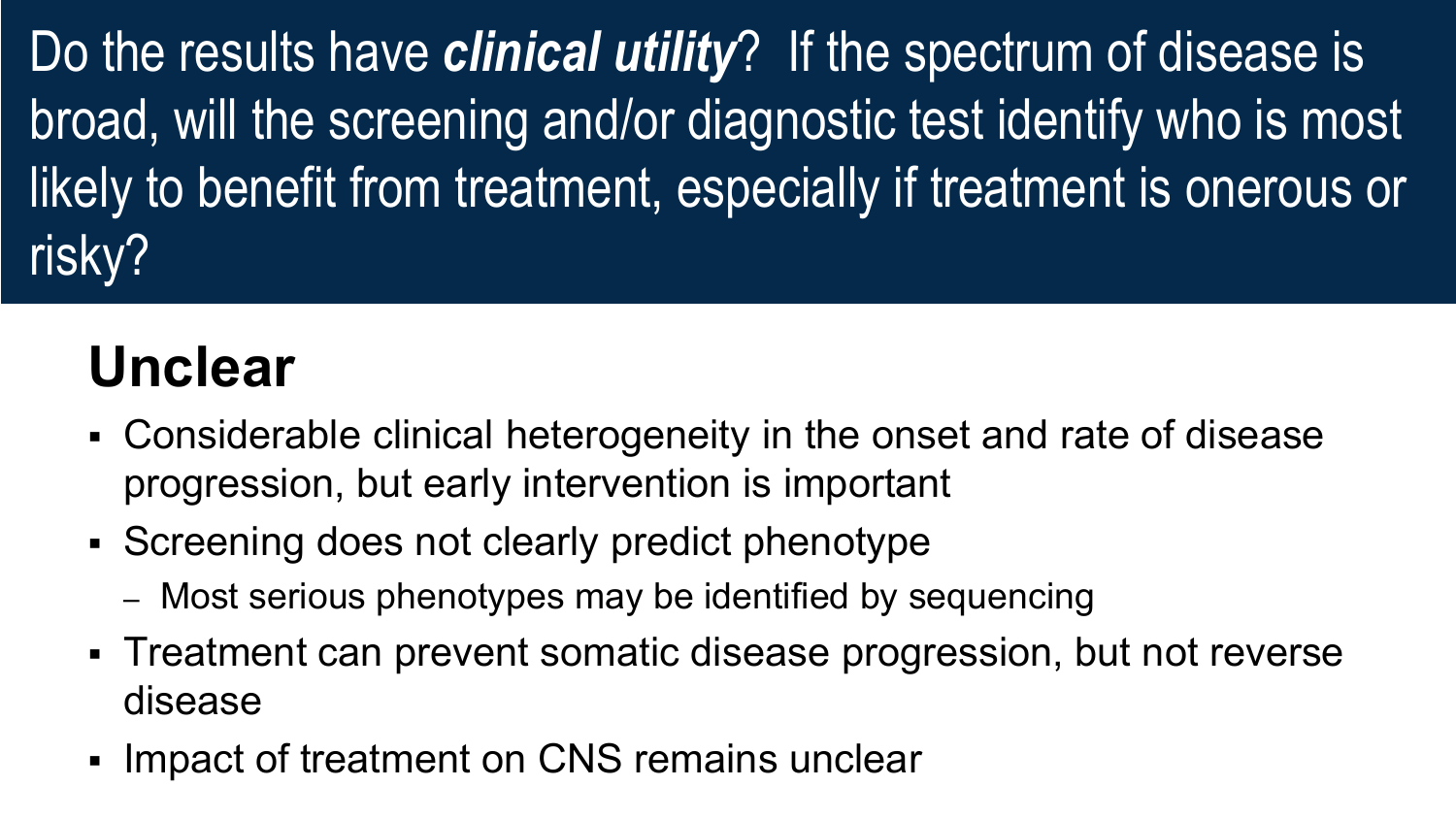## Do the results have ***clinical utility***? If the spectrum of disease is broad, will the screening and/or diagnostic test identify who is most likely to benefit from treatment, especially if treatment is onerous or risky?

# Unclear

- Considerable clinical heterogeneity in the onset and rate of disease progression, but early intervention is important
- Screening does not clearly predict phenotype
  - Most serious phenotypes may be identified by sequencing
- Treatment can prevent somatic disease progression, but not reverse disease
- Impact of treatment on CNS remains unclear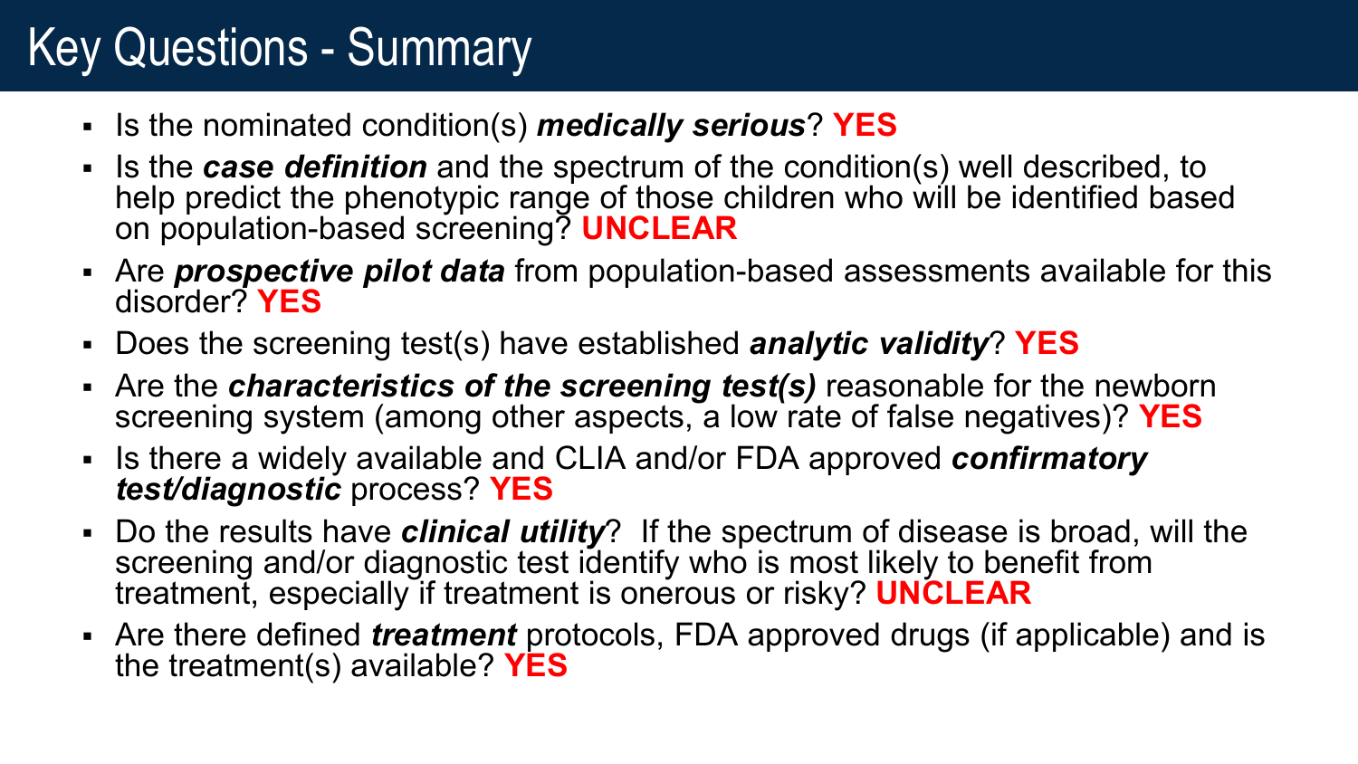# Key Questions - Summary

- Is the nominated condition(s) ***medically serious***? **YES**
- Is the ***case definition*** and the spectrum of the condition(s) well described, to help predict the phenotypic range of those children who will be identified based on population-based screening? **UNCLEAR**
- Are ***prospective pilot data*** from population-based assessments available for this disorder? **YES**
- Does the screening test(s) have established ***analytic validity***? **YES**
- Are the ***characteristics of the screening test(s)*** reasonable for the newborn screening system (among other aspects, a low rate of false negatives)? **YES**
- Is there a widely available and CLIA and/or FDA approved ***confirmatory test/diagnostic*** process? **YES**
- Do the results have ***clinical utility***? If the spectrum of disease is broad, will the screening and/or diagnostic test identify who is most likely to benefit from treatment, especially if treatment is onerous or risky? **UNCLEAR**
- Are there defined ***treatment*** protocols, FDA approved drugs (if applicable) and is the treatment(s) available? **YES**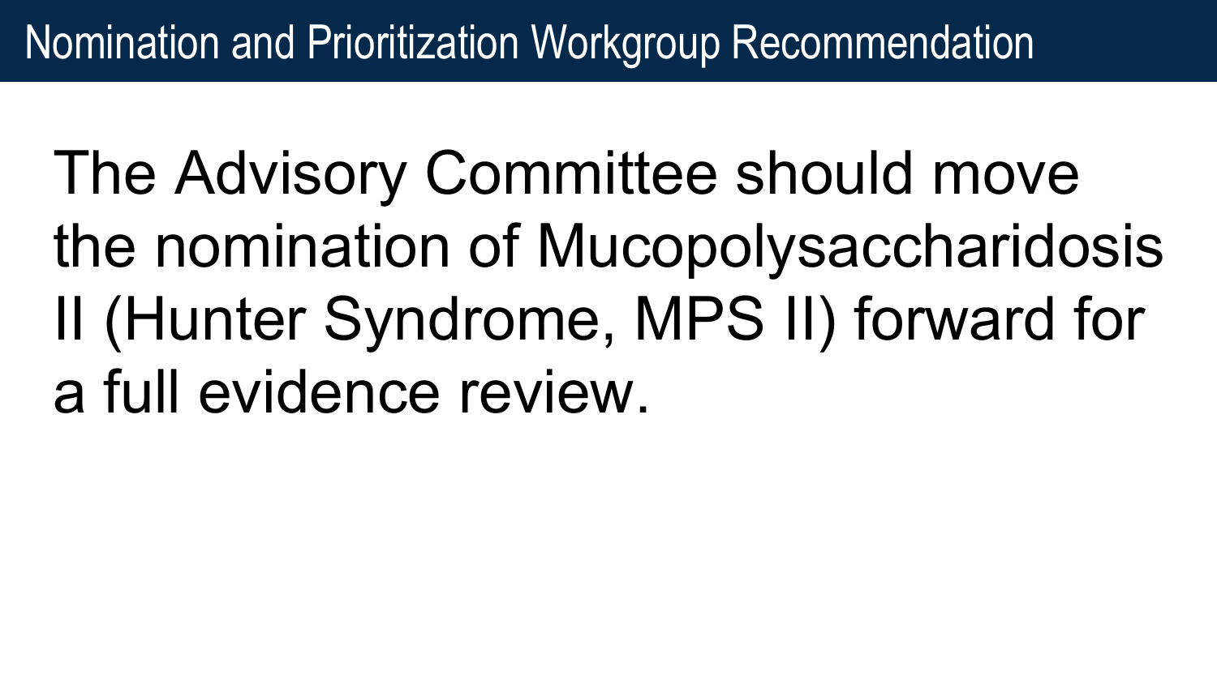# Nomination and Prioritization Workgroup Recommendation

The Advisory Committee should move the nomination of Mucopolysaccharidosis II (Hunter Syndrome, MPS II) forward for a full evidence review.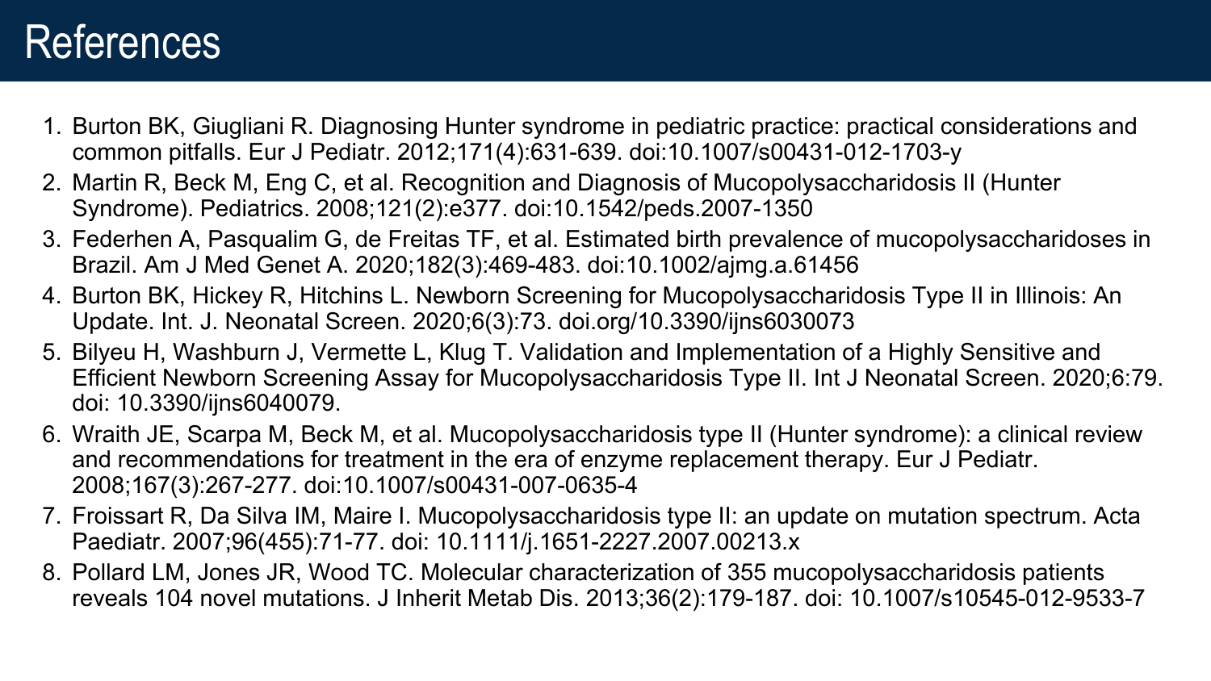# References

1. Burton BK, Giugliani R. Diagnosing Hunter syndrome in pediatric practice: practical considerations and common pitfalls. Eur J Pediatr. 2012;171(4):631-639. doi:10.1007/s00431-012-1703-y
2. Martin R, Beck M, Eng C, et al. Recognition and Diagnosis of Mucopolysaccharidosis II (Hunter Syndrome). Pediatrics. 2008;121(2):e377. doi:10.1542/peds.2007-1350
3. Federhen A, Pasqualim G, de Freitas TF, et al. Estimated birth prevalence of mucopolysaccharidoses in Brazil. Am J Med Genet A. 2020;182(3):469-483. doi:10.1002/ajmg.a.61456
4. Burton BK, Hickey R, Hitchins L. Newborn Screening for Mucopolysaccharidosis Type II in Illinois: An Update. Int. J. Neonatal Screen. 2020;6(3):73. doi.org/10.3390/ijns6030073
5. Bilyeu H, Washburn J, Vermette L, Klug T. Validation and Implementation of a Highly Sensitive and Efficient Newborn Screening Assay for Mucopolysaccharidosis Type II. Int J Neonatal Screen. 2020;6:79. doi: 10.3390/ijns6040079.
6. Wraith JE, Scarpa M, Beck M, et al. Mucopolysaccharidosis type II (Hunter syndrome): a clinical review and recommendations for treatment in the era of enzyme replacement therapy. Eur J Pediatr. 2008;167(3):267-277. doi:10.1007/s00431-007-0635-4
7. Froissart R, Da Silva IM, Maire I. Mucopolysaccharidosis type II: an update on mutation spectrum. Acta Paediatr. 2007;96(455):71-77. doi: 10.1111/j.1651-2227.2007.00213.x
8. Pollard LM, Jones JR, Wood TC. Molecular characterization of 355 mucopolysaccharidosis patients reveals 104 novel mutations. J Inherit Metab Dis. 2013;36(2):179-187. doi: 10.1007/s10545-012-9533-7